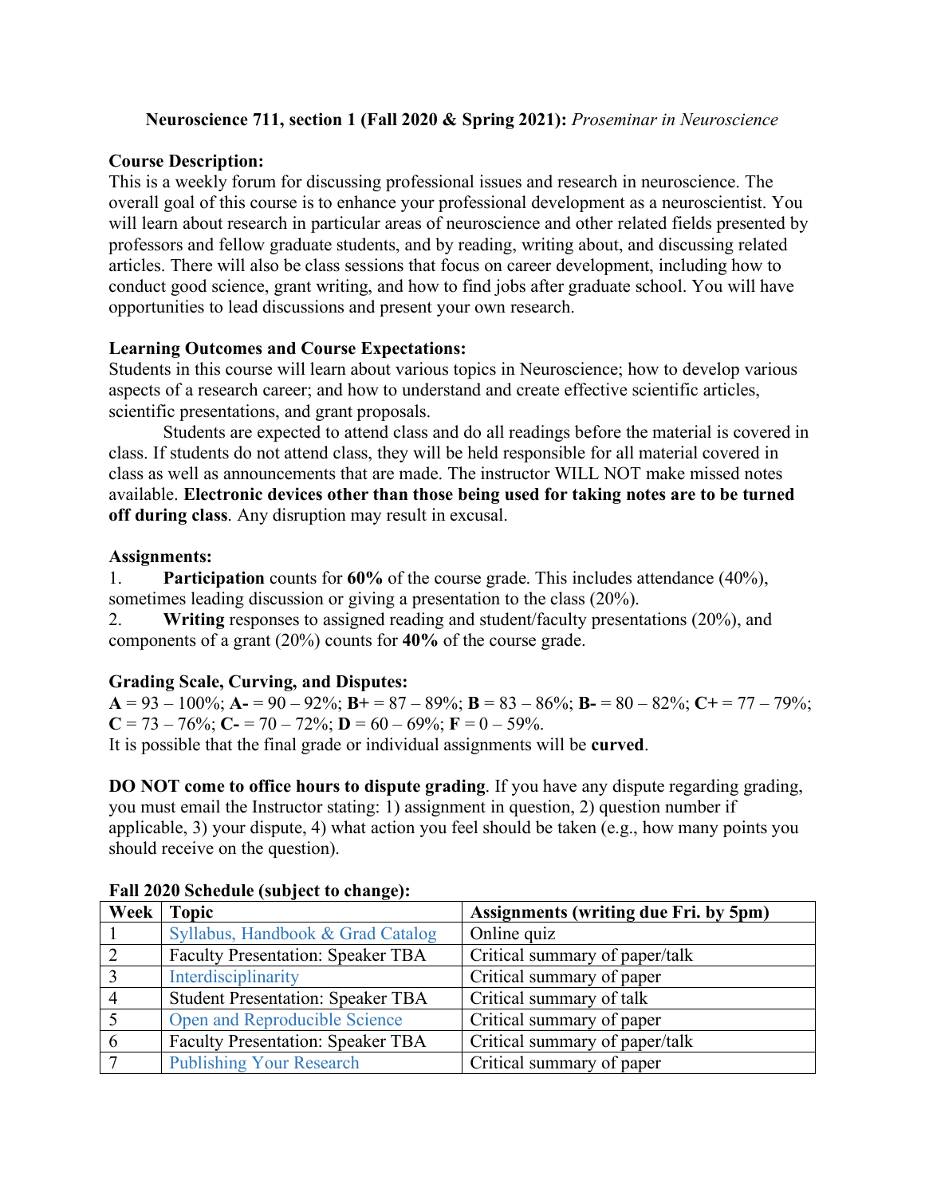**Neuroscience 711, section 1 (Fall 2020 & Spring 2021):** *Proseminar in Neuroscience*

**Course Description:**
This is a weekly forum for discussing professional issues and research in neuroscience. The overall goal of this course is to enhance your professional development as a neuroscientist. You will learn about research in particular areas of neuroscience and other related fields presented by professors and fellow graduate students, and by reading, writing about, and discussing related articles. There will also be class sessions that focus on career development, including how to conduct good science, grant writing, and how to find jobs after graduate school. You will have opportunities to lead discussions and present your own research.

**Learning Outcomes and Course Expectations:**
Students in this course will learn about various topics in Neuroscience; how to develop various aspects of a research career; and how to understand and create effective scientific articles, scientific presentations, and grant proposals.

Students are expected to attend class and do all readings before the material is covered in class. If students do not attend class, they will be held responsible for all material covered in class as well as announcements that are made. The instructor WILL NOT make missed notes available. **Electronic devices other than those being used for taking notes are to be turned off during class**. Any disruption may result in excusal.

**Assignments:**

1. **Participation** counts for **60%** of the course grade. This includes attendance (40%), sometimes leading discussion or giving a presentation to the class (20%).
2. **Writing** responses to assigned reading and student/faculty presentations (20%), and components of a grant (20%) counts for **40%** of the course grade.

**Grading Scale, Curving, and Disputes:**
**A** = 93 – 100%; **A-** = 90 – 92%; **B+** = 87 – 89%; **B** = 83 – 86%; **B-** = 80 – 82%; **C+** = 77 – 79%; **C** = 73 – 76%; **C-** = 70 – 72%; **D** = 60 – 69%; **F** = 0 – 59%.
It is possible that the final grade or individual assignments will be **curved**.

**DO NOT come to office hours to dispute grading**. If you have any dispute regarding grading, you must email the Instructor stating: 1) assignment in question, 2) question number if applicable, 3) your dispute, 4) what action you feel should be taken (e.g., how many points you should receive on the question).

**Fall 2020 Schedule (subject to change):**

| Week | Topic | Assignments (writing due Fri. by 5pm) |
|---|---|---|
| 1 | Syllabus, Handbook & Grad Catalog | Online quiz |
| 2 | Faculty Presentation: Speaker TBA | Critical summary of paper/talk |
| 3 | Interdisciplinarity | Critical summary of paper |
| 4 | Student Presentation: Speaker TBA | Critical summary of talk |
| 5 | Open and Reproducible Science | Critical summary of paper |
| 6 | Faculty Presentation: Speaker TBA | Critical summary of paper/talk |
| 7 | Publishing Your Research | Critical summary of paper |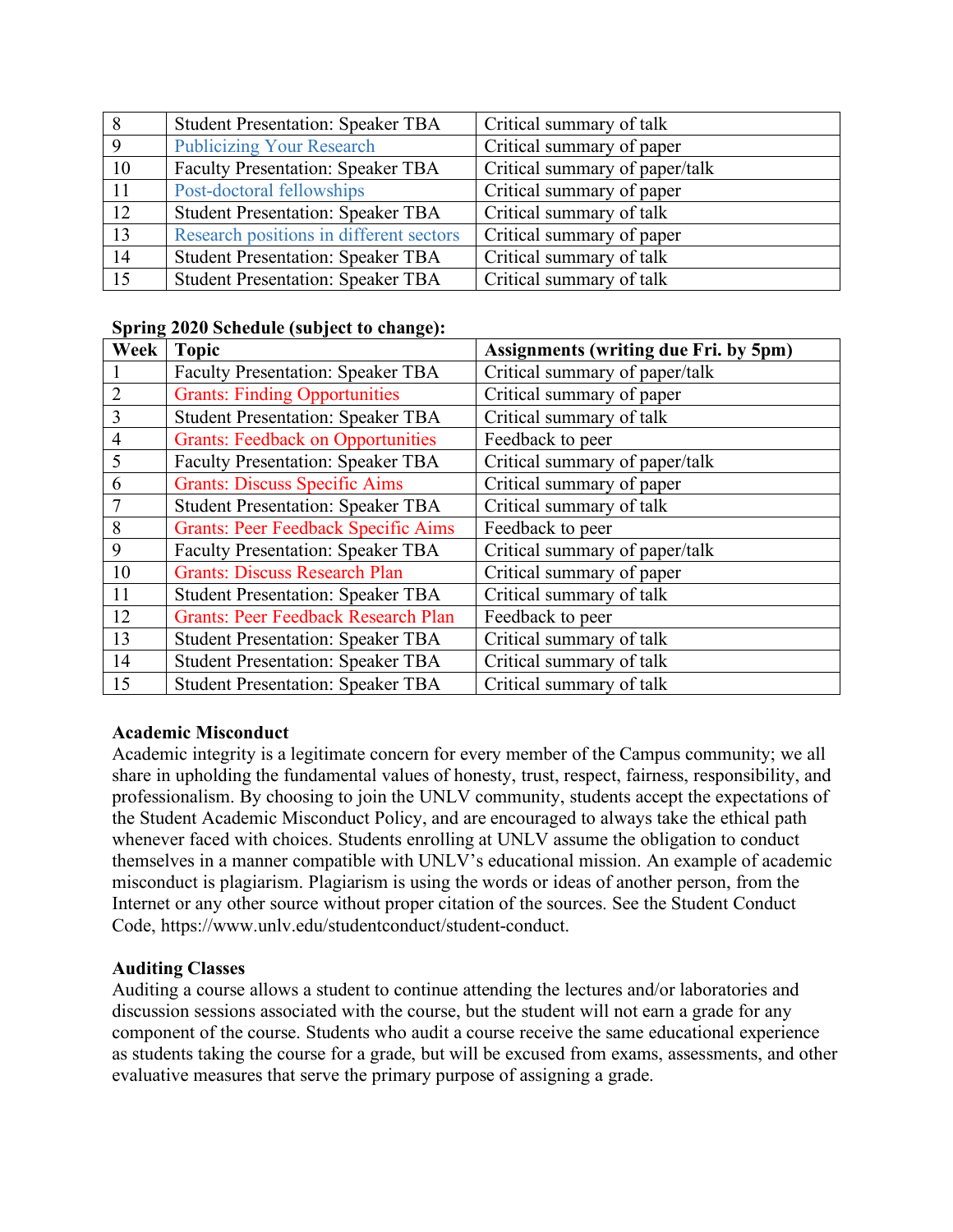| | | |
|---|---|---|
| 8 | Student Presentation: Speaker TBA | Critical summary of talk |
| 9 | Publicizing Your Research | Critical summary of paper |
| 10 | Faculty Presentation: Speaker TBA | Critical summary of paper/talk |
| 11 | Post-doctoral fellowships | Critical summary of paper |
| 12 | Student Presentation: Speaker TBA | Critical summary of talk |
| 13 | Research positions in different sectors | Critical summary of paper |
| 14 | Student Presentation: Speaker TBA | Critical summary of talk |
| 15 | Student Presentation: Speaker TBA | Critical summary of talk |

**Spring 2020 Schedule (subject to change):**

| Week | Topic | Assignments (writing due Fri. by 5pm) |
|---|---|---|
| 1 | Faculty Presentation: Speaker TBA | Critical summary of paper/talk |
| 2 | Grants: Finding Opportunities | Critical summary of paper |
| 3 | Student Presentation: Speaker TBA | Critical summary of talk |
| 4 | Grants: Feedback on Opportunities | Feedback to peer |
| 5 | Faculty Presentation: Speaker TBA | Critical summary of paper/talk |
| 6 | Grants: Discuss Specific Aims | Critical summary of paper |
| 7 | Student Presentation: Speaker TBA | Critical summary of talk |
| 8 | Grants: Peer Feedback Specific Aims | Feedback to peer |
| 9 | Faculty Presentation: Speaker TBA | Critical summary of paper/talk |
| 10 | Grants: Discuss Research Plan | Critical summary of paper |
| 11 | Student Presentation: Speaker TBA | Critical summary of talk |
| 12 | Grants: Peer Feedback Research Plan | Feedback to peer |
| 13 | Student Presentation: Speaker TBA | Critical summary of talk |
| 14 | Student Presentation: Speaker TBA | Critical summary of talk |
| 15 | Student Presentation: Speaker TBA | Critical summary of talk |

**Academic Misconduct**

Academic integrity is a legitimate concern for every member of the Campus community; we all share in upholding the fundamental values of honesty, trust, respect, fairness, responsibility, and professionalism. By choosing to join the UNLV community, students accept the expectations of the Student Academic Misconduct Policy, and are encouraged to always take the ethical path whenever faced with choices. Students enrolling at UNLV assume the obligation to conduct themselves in a manner compatible with UNLV's educational mission. An example of academic misconduct is plagiarism. Plagiarism is using the words or ideas of another person, from the Internet or any other source without proper citation of the sources. See the Student Conduct Code, https://www.unlv.edu/studentconduct/student-conduct.

**Auditing Classes**

Auditing a course allows a student to continue attending the lectures and/or laboratories and discussion sessions associated with the course, but the student will not earn a grade for any component of the course. Students who audit a course receive the same educational experience as students taking the course for a grade, but will be excused from exams, assessments, and other evaluative measures that serve the primary purpose of assigning a grade.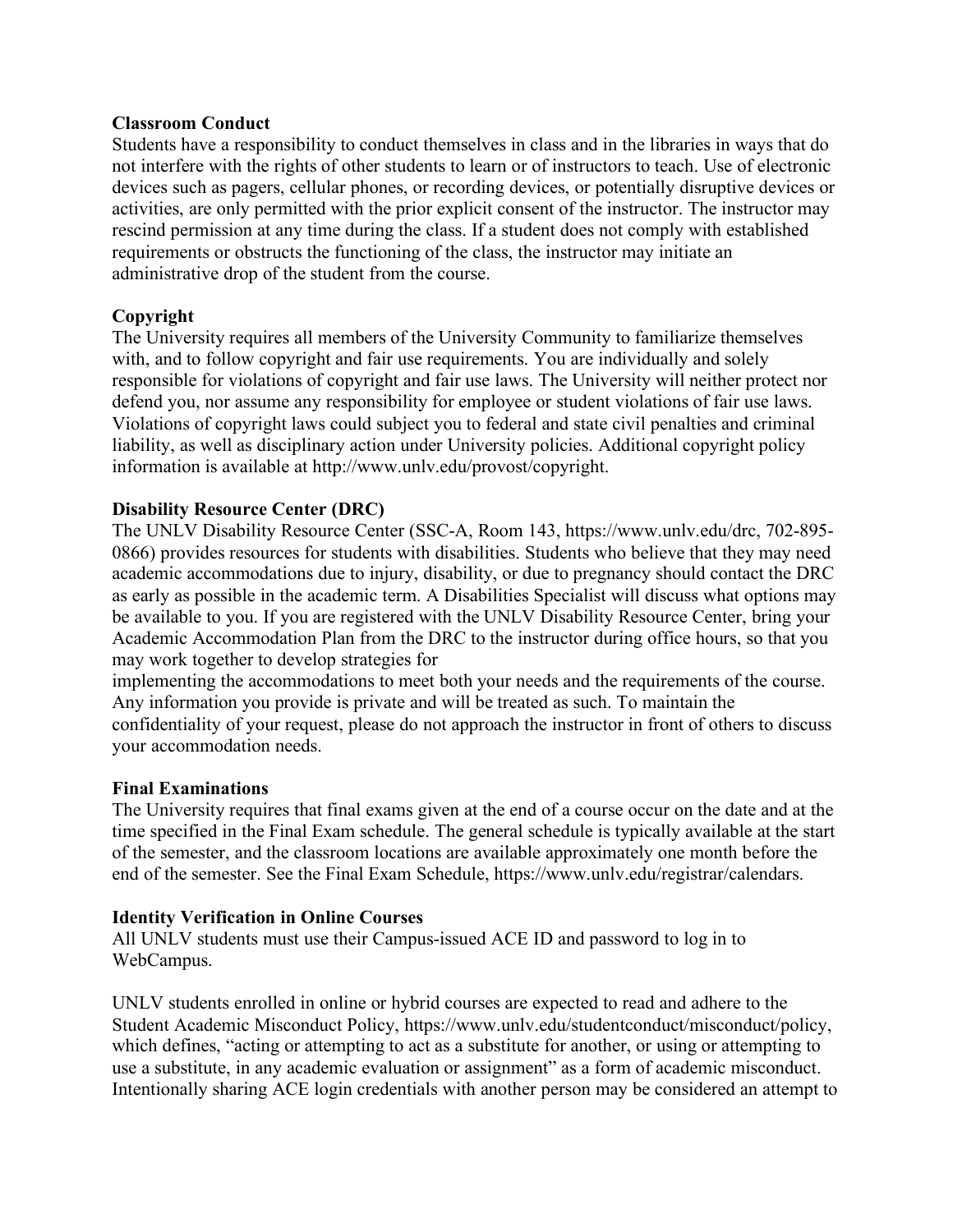**Classroom Conduct**
Students have a responsibility to conduct themselves in class and in the libraries in ways that do not interfere with the rights of other students to learn or of instructors to teach. Use of electronic devices such as pagers, cellular phones, or recording devices, or potentially disruptive devices or activities, are only permitted with the prior explicit consent of the instructor. The instructor may rescind permission at any time during the class. If a student does not comply with established requirements or obstructs the functioning of the class, the instructor may initiate an administrative drop of the student from the course.

**Copyright**
The University requires all members of the University Community to familiarize themselves with, and to follow copyright and fair use requirements. You are individually and solely responsible for violations of copyright and fair use laws. The University will neither protect nor defend you, nor assume any responsibility for employee or student violations of fair use laws. Violations of copyright laws could subject you to federal and state civil penalties and criminal liability, as well as disciplinary action under University policies. Additional copyright policy information is available at http://www.unlv.edu/provost/copyright.

**Disability Resource Center (DRC)**
The UNLV Disability Resource Center (SSC-A, Room 143, https://www.unlv.edu/drc, 702-895-0866) provides resources for students with disabilities. Students who believe that they may need academic accommodations due to injury, disability, or due to pregnancy should contact the DRC as early as possible in the academic term. A Disabilities Specialist will discuss what options may be available to you. If you are registered with the UNLV Disability Resource Center, bring your Academic Accommodation Plan from the DRC to the instructor during office hours, so that you may work together to develop strategies for implementing the accommodations to meet both your needs and the requirements of the course. Any information you provide is private and will be treated as such. To maintain the confidentiality of your request, please do not approach the instructor in front of others to discuss your accommodation needs.

**Final Examinations**
The University requires that final exams given at the end of a course occur on the date and at the time specified in the Final Exam schedule. The general schedule is typically available at the start of the semester, and the classroom locations are available approximately one month before the end of the semester. See the Final Exam Schedule, https://www.unlv.edu/registrar/calendars.

**Identity Verification in Online Courses**
All UNLV students must use their Campus-issued ACE ID and password to log in to WebCampus.

UNLV students enrolled in online or hybrid courses are expected to read and adhere to the Student Academic Misconduct Policy, https://www.unlv.edu/studentconduct/misconduct/policy, which defines, "acting or attempting to act as a substitute for another, or using or attempting to use a substitute, in any academic evaluation or assignment" as a form of academic misconduct. Intentionally sharing ACE login credentials with another person may be considered an attempt to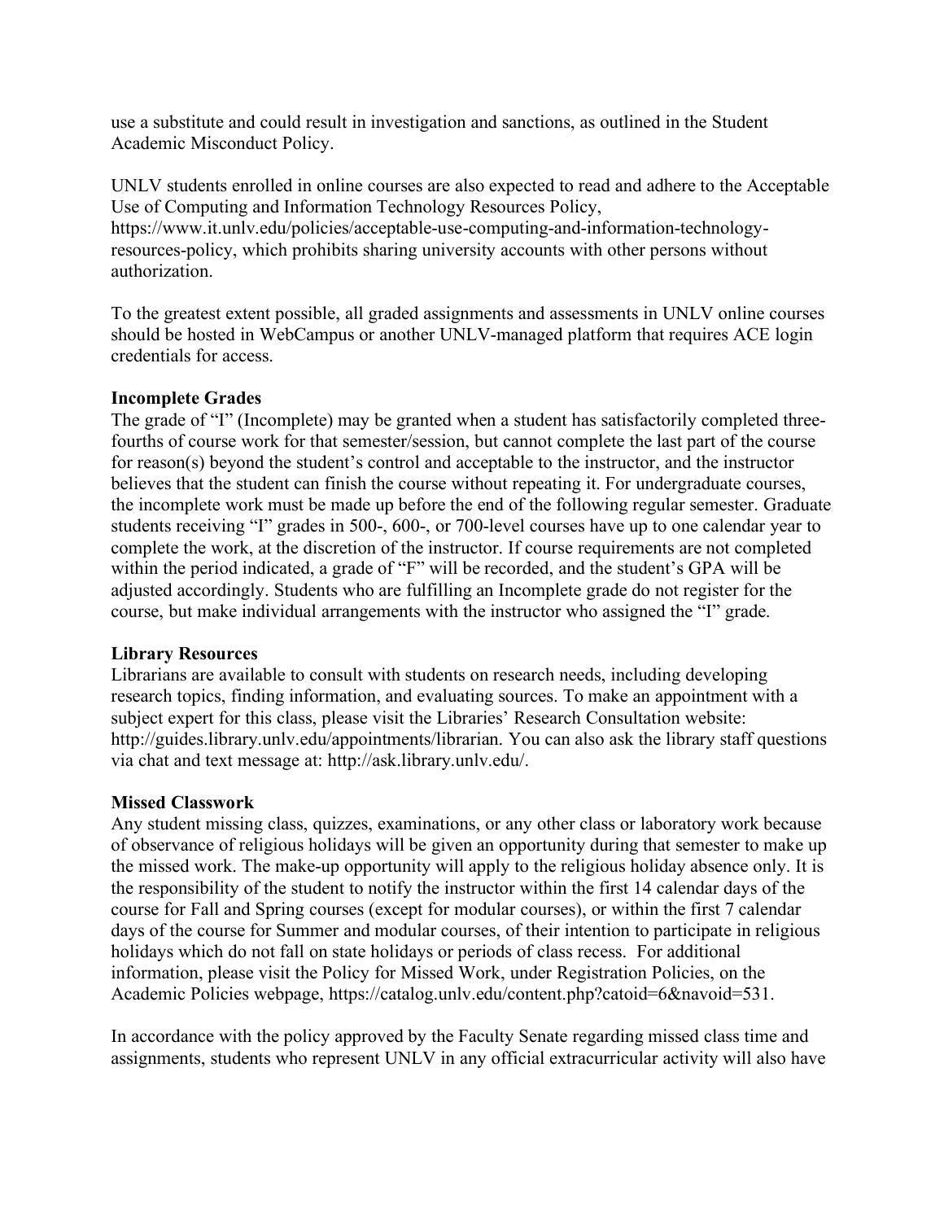use a substitute and could result in investigation and sanctions, as outlined in the Student Academic Misconduct Policy.

UNLV students enrolled in online courses are also expected to read and adhere to the Acceptable Use of Computing and Information Technology Resources Policy, https://www.it.unlv.edu/policies/acceptable-use-computing-and-information-technology-resources-policy, which prohibits sharing university accounts with other persons without authorization.

To the greatest extent possible, all graded assignments and assessments in UNLV online courses should be hosted in WebCampus or another UNLV-managed platform that requires ACE login credentials for access.

**Incomplete Grades**

The grade of "I" (Incomplete) may be granted when a student has satisfactorily completed three-fourths of course work for that semester/session, but cannot complete the last part of the course for reason(s) beyond the student's control and acceptable to the instructor, and the instructor believes that the student can finish the course without repeating it. For undergraduate courses, the incomplete work must be made up before the end of the following regular semester. Graduate students receiving "I" grades in 500-, 600-, or 700-level courses have up to one calendar year to complete the work, at the discretion of the instructor. If course requirements are not completed within the period indicated, a grade of "F" will be recorded, and the student's GPA will be adjusted accordingly. Students who are fulfilling an Incomplete grade do not register for the course, but make individual arrangements with the instructor who assigned the "I" grade.

**Library Resources**

Librarians are available to consult with students on research needs, including developing research topics, finding information, and evaluating sources. To make an appointment with a subject expert for this class, please visit the Libraries' Research Consultation website: http://guides.library.unlv.edu/appointments/librarian. You can also ask the library staff questions via chat and text message at: http://ask.library.unlv.edu/.

**Missed Classwork**

Any student missing class, quizzes, examinations, or any other class or laboratory work because of observance of religious holidays will be given an opportunity during that semester to make up the missed work. The make-up opportunity will apply to the religious holiday absence only. It is the responsibility of the student to notify the instructor within the first 14 calendar days of the course for Fall and Spring courses (except for modular courses), or within the first 7 calendar days of the course for Summer and modular courses, of their intention to participate in religious holidays which do not fall on state holidays or periods of class recess. For additional information, please visit the Policy for Missed Work, under Registration Policies, on the Academic Policies webpage, https://catalog.unlv.edu/content.php?catoid=6&navoid=531.

In accordance with the policy approved by the Faculty Senate regarding missed class time and assignments, students who represent UNLV in any official extracurricular activity will also have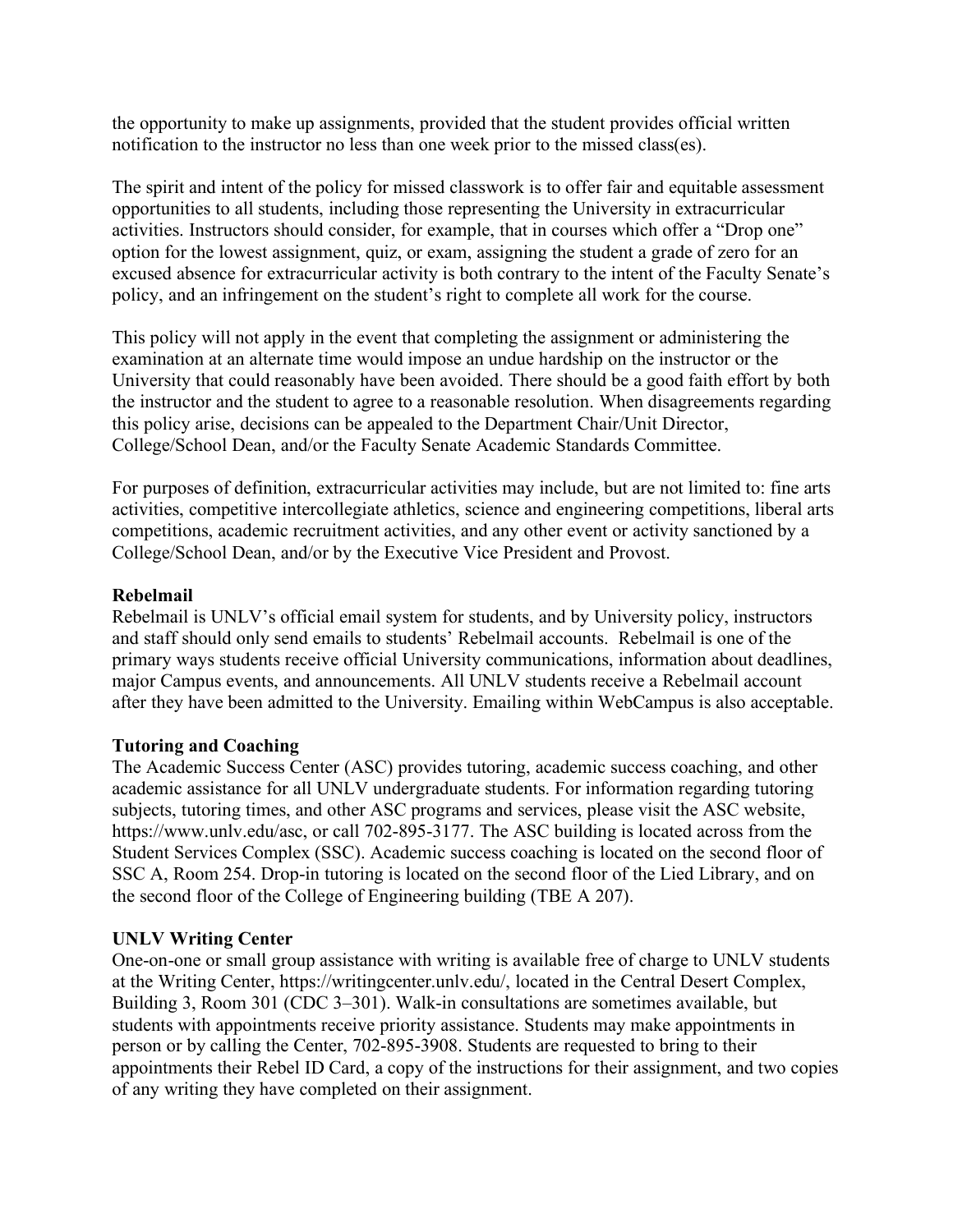the opportunity to make up assignments, provided that the student provides official written notification to the instructor no less than one week prior to the missed class(es).

The spirit and intent of the policy for missed classwork is to offer fair and equitable assessment opportunities to all students, including those representing the University in extracurricular activities. Instructors should consider, for example, that in courses which offer a "Drop one" option for the lowest assignment, quiz, or exam, assigning the student a grade of zero for an excused absence for extracurricular activity is both contrary to the intent of the Faculty Senate's policy, and an infringement on the student's right to complete all work for the course.

This policy will not apply in the event that completing the assignment or administering the examination at an alternate time would impose an undue hardship on the instructor or the University that could reasonably have been avoided. There should be a good faith effort by both the instructor and the student to agree to a reasonable resolution. When disagreements regarding this policy arise, decisions can be appealed to the Department Chair/Unit Director, College/School Dean, and/or the Faculty Senate Academic Standards Committee.

For purposes of definition, extracurricular activities may include, but are not limited to: fine arts activities, competitive intercollegiate athletics, science and engineering competitions, liberal arts competitions, academic recruitment activities, and any other event or activity sanctioned by a College/School Dean, and/or by the Executive Vice President and Provost.

**Rebelmail**
Rebelmail is UNLV's official email system for students, and by University policy, instructors and staff should only send emails to students' Rebelmail accounts. Rebelmail is one of the primary ways students receive official University communications, information about deadlines, major Campus events, and announcements. All UNLV students receive a Rebelmail account after they have been admitted to the University. Emailing within WebCampus is also acceptable.

**Tutoring and Coaching**
The Academic Success Center (ASC) provides tutoring, academic success coaching, and other academic assistance for all UNLV undergraduate students. For information regarding tutoring subjects, tutoring times, and other ASC programs and services, please visit the ASC website, https://www.unlv.edu/asc, or call 702-895-3177. The ASC building is located across from the Student Services Complex (SSC). Academic success coaching is located on the second floor of SSC A, Room 254. Drop-in tutoring is located on the second floor of the Lied Library, and on the second floor of the College of Engineering building (TBE A 207).

**UNLV Writing Center**
One-on-one or small group assistance with writing is available free of charge to UNLV students at the Writing Center, https://writingcenter.unlv.edu/, located in the Central Desert Complex, Building 3, Room 301 (CDC 3–301). Walk-in consultations are sometimes available, but students with appointments receive priority assistance. Students may make appointments in person or by calling the Center, 702-895-3908. Students are requested to bring to their appointments their Rebel ID Card, a copy of the instructions for their assignment, and two copies of any writing they have completed on their assignment.